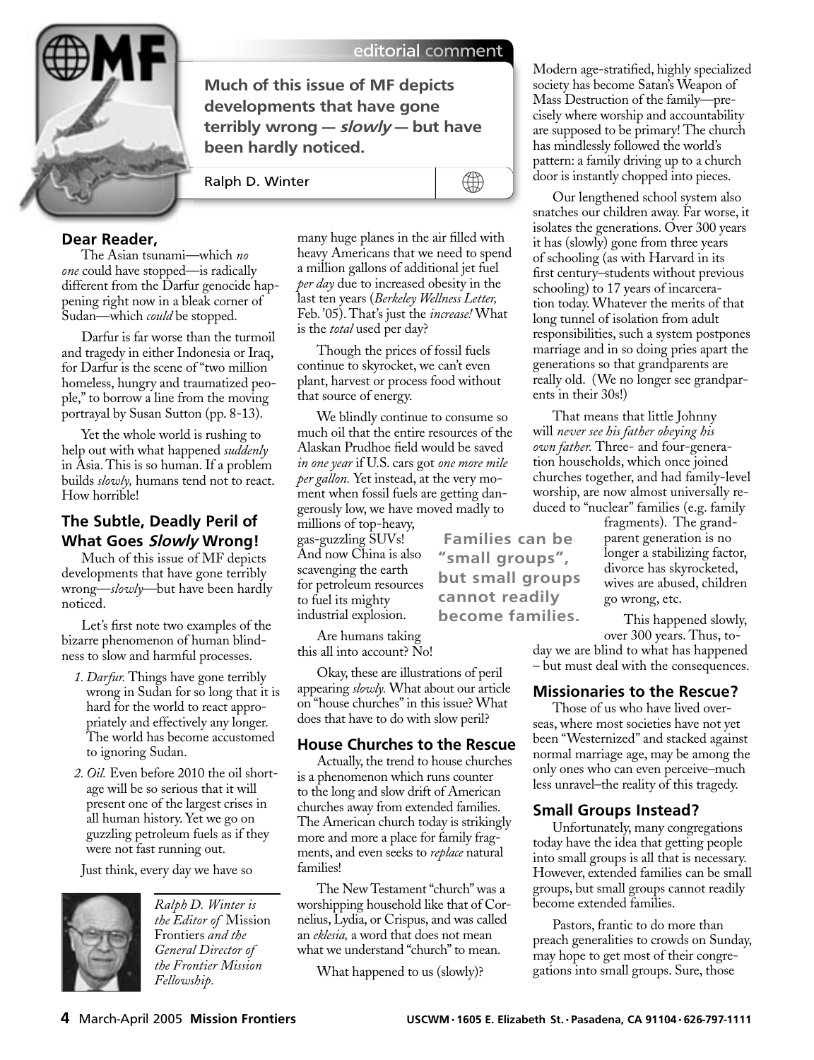editorial comment

**Much of this issue of MF depicts developments that have gone terribly wrong — *slowly* — but have been hardly noticed.**

Ralph D. Winter

## Dear Reader,

The Asian tsunami—which *no one* could have stopped—is radically different from the Darfur genocide happening right now in a bleak corner of Sudan—which *could* be stopped.

Darfur is far worse than the turmoil and tragedy in either Indonesia or Iraq, for Darfur is the scene of "two million homeless, hungry and traumatized people," to borrow a line from the moving portrayal by Susan Sutton (pp. 8-13).

Yet the whole world is rushing to help out with what happened *suddenly* in Asia. This is so human. If a problem builds *slowly,* humans tend not to react. How horrible!

### The Subtle, Deadly Peril of What Goes *Slowly* Wrong!

Much of this issue of MF depicts developments that have gone terribly wrong—*slowly*—but have been hardly noticed.

Let's first note two examples of the bizarre phenomenon of human blindness to slow and harmful processes.

1. *Darfur.* Things have gone terribly wrong in Sudan for so long that it is hard for the world to react appropriately and effectively any longer. The world has become accustomed to ignoring Sudan.
2. *Oil.* Even before 2010 the oil shortage will be so serious that it will present one of the largest crises in all human history. Yet we go on guzzling petroleum fuels as if they were not fast running out.

Just think, every day we have so many huge planes in the air filled with heavy Americans that we need to spend a million gallons of additional jet fuel *per day* due to increased obesity in the last ten years (*Berkeley Wellness Letter,* Feb. '05). That's just the *increase!* What is the *total* used per day?

Though the prices of fossil fuels continue to skyrocket, we can't even plant, harvest or process food without that source of energy.

We blindly continue to consume so much oil that the entire resources of the Alaskan Prudhoe field would be saved *in one year* if U.S. cars got *one more mile per gallon.* Yet instead, at the very moment when fossil fuels are getting dangerously low, we have moved madly to millions of top-heavy, gas-guzzling SUVs! And now China is also scavenging the earth for petroleum resources to fuel its mighty industrial explosion.

Are humans taking this all into account? No!

Okay, these are illustrations of peril appearing *slowly.* What about our article on "house churches" in this issue? What does that have to do with slow peril?

### House Churches to the Rescue

Actually, the trend to house churches is a phenomenon which runs counter to the long and slow drift of American churches away from extended families. The American church today is strikingly more and more a place for family fragments, and even seeks to *replace* natural families!

The New Testament "church" was a worshipping household like that of Cornelius, Lydia, or Crispus, and was called an *eklesia,* a word that does not mean what we understand "church" to mean.

What happened to us (slowly)?

Modern age-stratified, highly specialized society has become Satan's Weapon of Mass Destruction of the family—precisely where worship and accountability are supposed to be primary! The church has mindlessly followed the world's pattern: a family driving up to a church door is instantly chopped into pieces.

Our lengthened school system also snatches our children away. Far worse, it isolates the generations. Over 300 years it has (slowly) gone from three years of schooling (as with Harvard in its first century–students without previous schooling) to 17 years of incarceration today. Whatever the merits of that long tunnel of isolation from adult responsibilities, such a system postpones marriage and in so doing pries apart the generations so that grandparents are really old. (We no longer see grandparents in their 30s!)

That means that little Johnny will *never see his father obeying his own father.* Three- and four-generation households, which once joined churches together, and had family-level worship, are now almost universally reduced to "nuclear" families (e.g. family fragments). The grandparent generation is no longer a stabilizing factor, divorce has skyrocketed, wives are abused, children go wrong, etc.

This happened slowly, over 300 years. Thus, today we are blind to what has happened – but must deal with the consequences.

**Families can be "small groups", but small groups cannot readily become families.**

### Missionaries to the Rescue?

Those of us who have lived overseas, where most societies have not yet been "Westernized" and stacked against normal marriage age, may be among the only ones who can even perceive–much less unravel–the reality of this tragedy.

### Small Groups Instead?

Unfortunately, many congregations today have the idea that getting people into small groups is all that is necessary. However, extended families can be small groups, but small groups cannot readily become extended families.

Pastors, frantic to do more than preach generalities to crowds on Sunday, may hope to get most of their congregations into small groups. Sure, those

*Ralph D. Winter is the Editor of* Mission Frontiers *and the General Director of the Frontier Mission Fellowship.*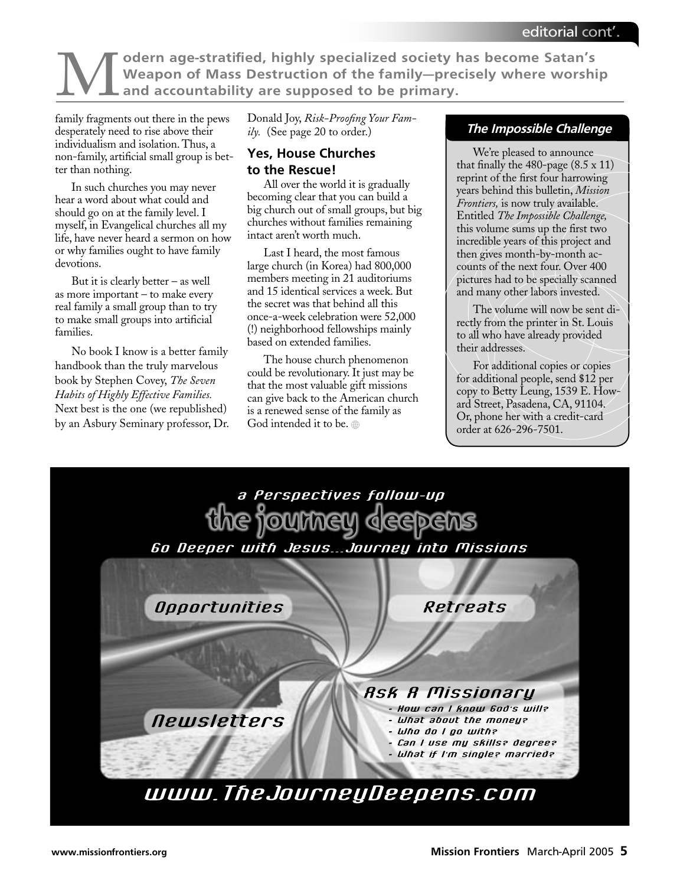**Modern age-stratified, highly specialized society has become Satan's Weapon of Mass Destruction of the family—precisely where worship and accountability are supposed to be primary.**

family fragments out there in the pews desperately need to rise above their individualism and isolation. Thus, a non-family, artificial small group is better than nothing.

In such churches you may never hear a word about what could and should go on at the family level. I myself, in Evangelical churches all my life, have never heard a sermon on how or why families ought to have family devotions.

But it is clearly better – as well as more important – to make every real family a small group than to try to make small groups into artificial families.

No book I know is a better family handbook than the truly marvelous book by Stephen Covey, *The Seven Habits of Highly Effective Families.* Next best is the one (we republished) by an Asbury Seminary professor, Dr. Donald Joy, *Risk-Proofing Your Family.* (See page 20 to order.)

## Yes, House Churches to the Rescue!

All over the world it is gradually becoming clear that you can build a big church out of small groups, but big churches without families remaining intact aren't worth much.

Last I heard, the most famous large church (in Korea) had 800,000 members meeting in 21 auditoriums and 15 identical services a week. But the secret was that behind all this once-a-week celebration were 52,000 (!) neighborhood fellowships mainly based on extended families.

The house church phenomenon could be revolutionary. It just may be that the most valuable gift missions can give back to the American church is a renewed sense of the family as God intended it to be.

### *The Impossible Challenge*

We're pleased to announce that finally the 480-page (8.5 x 11) reprint of the first four harrowing years behind this bulletin, *Mission Frontiers,* is now truly available. Entitled *The Impossible Challenge,* this volume sums up the first two incredible years of this project and then gives month-by-month accounts of the next four. Over 400 pictures had to be specially scanned and many other labors invested.

The volume will now be sent directly from the printer in St. Louis to all who have already provided their addresses.

For additional copies or copies for additional people, send $12 per copy to Betty Leung, 1539 E. Howard Street, Pasadena, CA, 91104. Or, phone her with a credit-card order at 626-296-7501.

a Perspectives follow-up

the journey deepens

Go Deeper with Jesus...Journey into Missions

Opportunities

Retreats

Newsletters

Ask A Missionary
- How can I know God's will?
- What about the money?
- Who do I go with?
- Can I use my skills? degree?
- What if I'm single? married?

www.TheJourneyDeepens.com